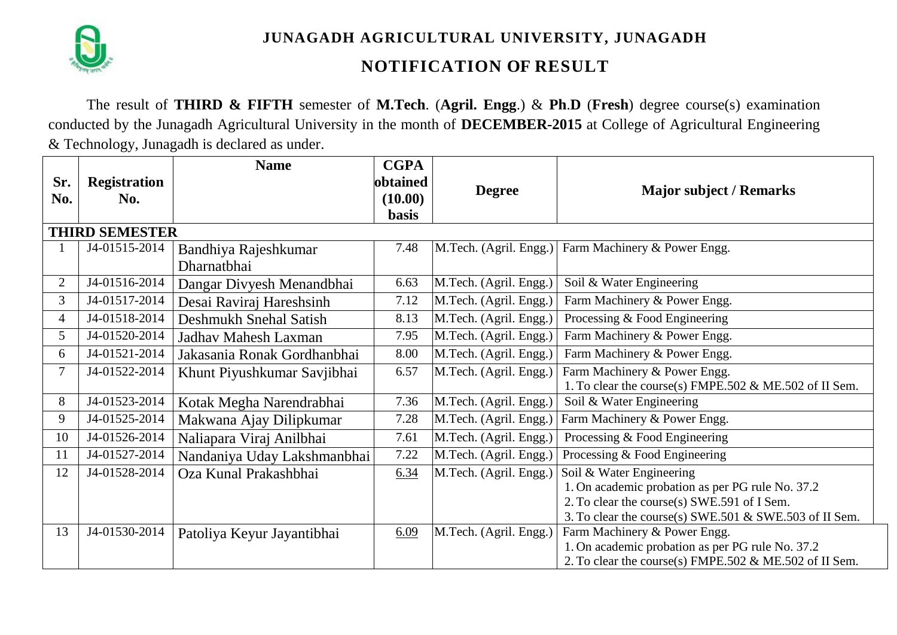# JUNAGADH AGRICULTURAL UNIVERSITY, JUNAGADH

## NOTIFICATION OF RESULT

The result of **THIRD & FIFTH** semester of **M.Tech**. (**Agril. Engg**.) & **Ph**.**D** (**Fresh**) degree course(s) examination conducted by the Junagadh Agricultural University in the month of **DECEMBER-2015** at College of Agricultural Engineering & Technology, Junagadh is declared as under.

| Sr. No. | Registration No. | Name | CGPA obtained (10.00) basis | Degree | Major subject / Remarks |
|---|---|---|---|---|---|
| **THIRD SEMESTER** | | | | | |
| 1 | J4-01515-2014 | Bandhiya Rajeshkumar Dharnatbhai | 7.48 | M.Tech. (Agril. Engg.) | Farm Machinery & Power Engg. |
| 2 | J4-01516-2014 | Dangar Divyesh Menandbhai | 6.63 | M.Tech. (Agril. Engg.) | Soil & Water Engineering |
| 3 | J4-01517-2014 | Desai Raviraj Hareshsinh | 7.12 | M.Tech. (Agril. Engg.) | Farm Machinery & Power Engg. |
| 4 | J4-01518-2014 | Deshmukh Snehal Satish | 8.13 | M.Tech. (Agril. Engg.) | Processing & Food Engineering |
| 5 | J4-01520-2014 | Jadhav Mahesh Laxman | 7.95 | M.Tech. (Agril. Engg.) | Farm Machinery & Power Engg. |
| 6 | J4-01521-2014 | Jakasania Ronak Gordhanbhai | 8.00 | M.Tech. (Agril. Engg.) | Farm Machinery & Power Engg. |
| 7 | J4-01522-2014 | Khunt Piyushkumar Savjibhai | 6.57 | M.Tech. (Agril. Engg.) | Farm Machinery & Power Engg.<br>1. To clear the course(s) FMPE.502 & ME.502 of II Sem. |
| 8 | J4-01523-2014 | Kotak Megha Narendrabhai | 7.36 | M.Tech. (Agril. Engg.) | Soil & Water Engineering |
| 9 | J4-01525-2014 | Makwana Ajay Dilipkumar | 7.28 | M.Tech. (Agril. Engg.) | Farm Machinery & Power Engg. |
| 10 | J4-01526-2014 | Naliapara Viraj Anilbhai | 7.61 | M.Tech. (Agril. Engg.) | Processing & Food Engineering |
| 11 | J4-01527-2014 | Nandaniya Uday Lakshmanbhai | 7.22 | M.Tech. (Agril. Engg.) | Processing & Food Engineering |
| 12 | J4-01528-2014 | Oza Kunal Prakashbhai | 6.34 | M.Tech. (Agril. Engg.) | Soil & Water Engineering<br>1. On academic probation as per PG rule No. 37.2<br>2. To clear the course(s) SWE.591 of I Sem.<br>3. To clear the course(s) SWE.501 & SWE.503 of II Sem. |
| 13 | J4-01530-2014 | Patoliya Keyur Jayantibhai | 6.09 | M.Tech. (Agril. Engg.) | Farm Machinery & Power Engg.<br>1. On academic probation as per PG rule No. 37.2<br>2. To clear the course(s) FMPE.502 & ME.502 of II Sem. |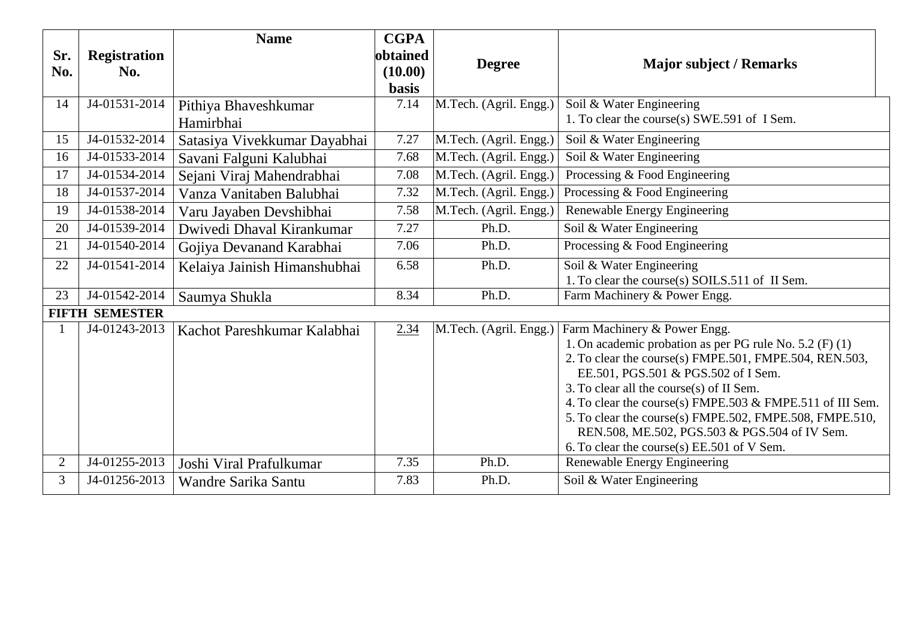| Sr. No. | Registration No. | Name | CGPA obtained (10.00) basis | Degree | Major subject / Remarks |
|---|---|---|---|---|---|
| 14 | J4-01531-2014 | Pithiya Bhaveshkumar Hamirbhai | 7.14 | M.Tech. (Agril. Engg.) | Soil & Water Engineering<br>1. To clear the course(s) SWE.591 of I Sem. |
| 15 | J4-01532-2014 | Satasiya Vivekkumar Dayabhai | 7.27 | M.Tech. (Agril. Engg.) | Soil & Water Engineering |
| 16 | J4-01533-2014 | Savani Falguni Kalubhai | 7.68 | M.Tech. (Agril. Engg.) | Soil & Water Engineering |
| 17 | J4-01534-2014 | Sejani Viraj Mahendrabhai | 7.08 | M.Tech. (Agril. Engg.) | Processing & Food Engineering |
| 18 | J4-01537-2014 | Vanza Vanitaben Balubhai | 7.32 | M.Tech. (Agril. Engg.) | Processing & Food Engineering |
| 19 | J4-01538-2014 | Varu Jayaben Devshibhai | 7.58 | M.Tech. (Agril. Engg.) | Renewable Energy Engineering |
| 20 | J4-01539-2014 | Dwivedi Dhaval Kirankumar | 7.27 | Ph.D. | Soil & Water Engineering |
| 21 | J4-01540-2014 | Gojiya Devanand Karabhai | 7.06 | Ph.D. | Processing & Food Engineering |
| 22 | J4-01541-2014 | Kelaiya Jainish Himanshubhai | 6.58 | Ph.D. | Soil & Water Engineering<br>1. To clear the course(s) SOILS.511 of II Sem. |
| 23 | J4-01542-2014 | Saumya Shukla | 8.34 | Ph.D. | Farm Machinery & Power Engg. |
| **FIFTH SEMESTER** | | | | | |
| 1 | J4-01243-2013 | Kachot Pareshkumar Kalabhai | 2.34 | M.Tech. (Agril. Engg.) | Farm Machinery & Power Engg.<br>1. On academic probation as per PG rule No. 5.2 (F) (1)<br>2. To clear the course(s) FMPE.501, FMPE.504, REN.503, EE.501, PGS.501 & PGS.502 of I Sem.<br>3. To clear all the course(s) of II Sem.<br>4. To clear the course(s) FMPE.503 & FMPE.511 of III Sem.<br>5. To clear the course(s) FMPE.502, FMPE.508, FMPE.510, REN.508, ME.502, PGS.503 & PGS.504 of IV Sem.<br>6. To clear the course(s) EE.501 of V Sem. |
| 2 | J4-01255-2013 | Joshi Viral Prafulkumar | 7.35 | Ph.D. | Renewable Energy Engineering |
| 3 | J4-01256-2013 | Wandre Sarika Santu | 7.83 | Ph.D. | Soil & Water Engineering |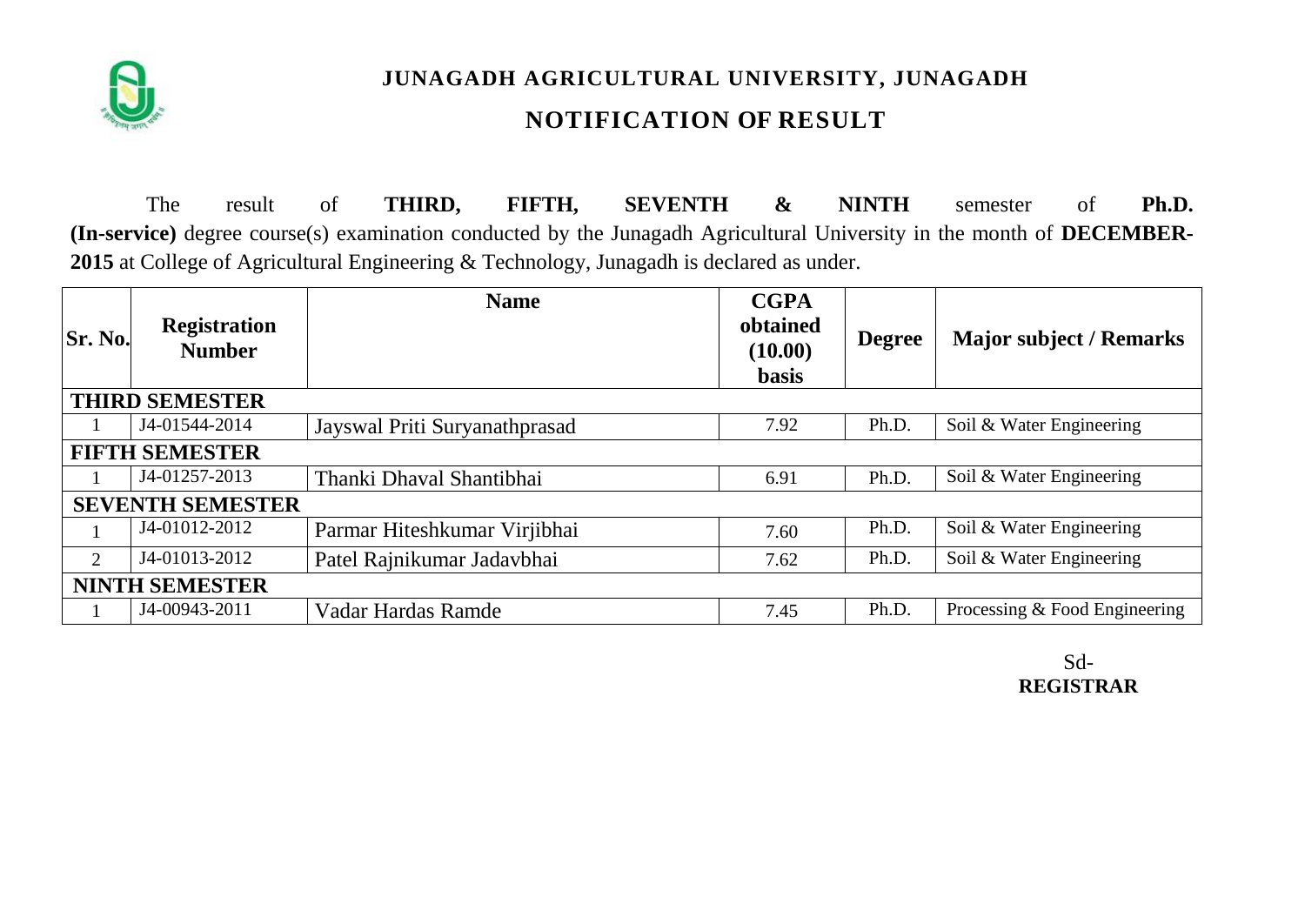# JUNAGADH AGRICULTURAL UNIVERSITY, JUNAGADH

## NOTIFICATION OF RESULT

The result of **THIRD, FIFTH, SEVENTH & NINTH** semester of **Ph.D. (In-service)** degree course(s) examination conducted by the Junagadh Agricultural University in the month of **DECEMBER-2015** at College of Agricultural Engineering & Technology, Junagadh is declared as under.

| Sr. No. | Registration Number | Name | CGPA obtained (10.00) basis | Degree | Major subject / Remarks |
|---|---|---|---|---|---|
| **THIRD SEMESTER** | | | | | |
| 1 | J4-01544-2014 | Jayswal Priti Suryanathprasad | 7.92 | Ph.D. | Soil & Water Engineering |
| **FIFTH SEMESTER** | | | | | |
| 1 | J4-01257-2013 | Thanki Dhaval Shantibhai | 6.91 | Ph.D. | Soil & Water Engineering |
| **SEVENTH SEMESTER** | | | | | |
| 1 | J4-01012-2012 | Parmar Hiteshkumar Virjibhai | 7.60 | Ph.D. | Soil & Water Engineering |
| 2 | J4-01013-2012 | Patel Rajnikumar Jadavbhai | 7.62 | Ph.D. | Soil & Water Engineering |
| **NINTH SEMESTER** | | | | | |
| 1 | J4-00943-2011 | Vadar Hardas Ramde | 7.45 | Ph.D. | Processing & Food Engineering |

Sd-
**REGISTRAR**